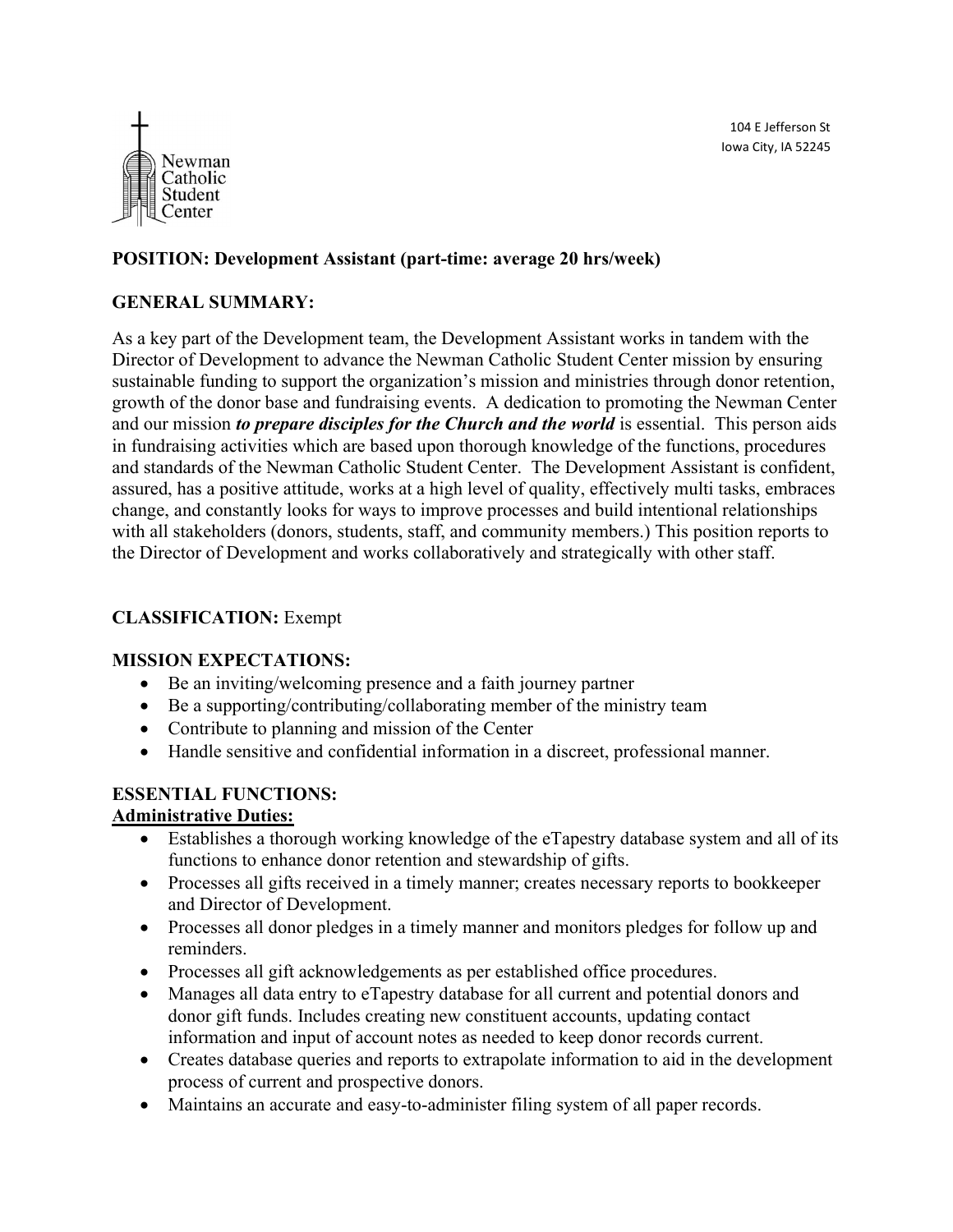Newman Catholic Student Center

104 E Jefferson St
Iowa City, IA 52245

**POSITION: Development Assistant (part-time: average 20 hrs/week)**

**GENERAL SUMMARY:**

As a key part of the Development team, the Development Assistant works in tandem with the Director of Development to advance the Newman Catholic Student Center mission by ensuring sustainable funding to support the organization's mission and ministries through donor retention, growth of the donor base and fundraising events. A dedication to promoting the Newman Center and our mission ***to prepare disciples for the Church and the world*** is essential. This person aids in fundraising activities which are based upon thorough knowledge of the functions, procedures and standards of the Newman Catholic Student Center. The Development Assistant is confident, assured, has a positive attitude, works at a high level of quality, effectively multi tasks, embraces change, and constantly looks for ways to improve processes and build intentional relationships with all stakeholders (donors, students, staff, and community members.) This position reports to the Director of Development and works collaboratively and strategically with other staff.

**CLASSIFICATION:** Exempt

**MISSION EXPECTATIONS:**

- Be an inviting/welcoming presence and a faith journey partner
- Be a supporting/contributing/collaborating member of the ministry team
- Contribute to planning and mission of the Center
- Handle sensitive and confidential information in a discreet, professional manner.

**ESSENTIAL FUNCTIONS:**

**Administrative Duties:**

- Establishes a thorough working knowledge of the eTapestry database system and all of its functions to enhance donor retention and stewardship of gifts.
- Processes all gifts received in a timely manner; creates necessary reports to bookkeeper and Director of Development.
- Processes all donor pledges in a timely manner and monitors pledges for follow up and reminders.
- Processes all gift acknowledgements as per established office procedures.
- Manages all data entry to eTapestry database for all current and potential donors and donor gift funds. Includes creating new constituent accounts, updating contact information and input of account notes as needed to keep donor records current.
- Creates database queries and reports to extrapolate information to aid in the development process of current and prospective donors.
- Maintains an accurate and easy-to-administer filing system of all paper records.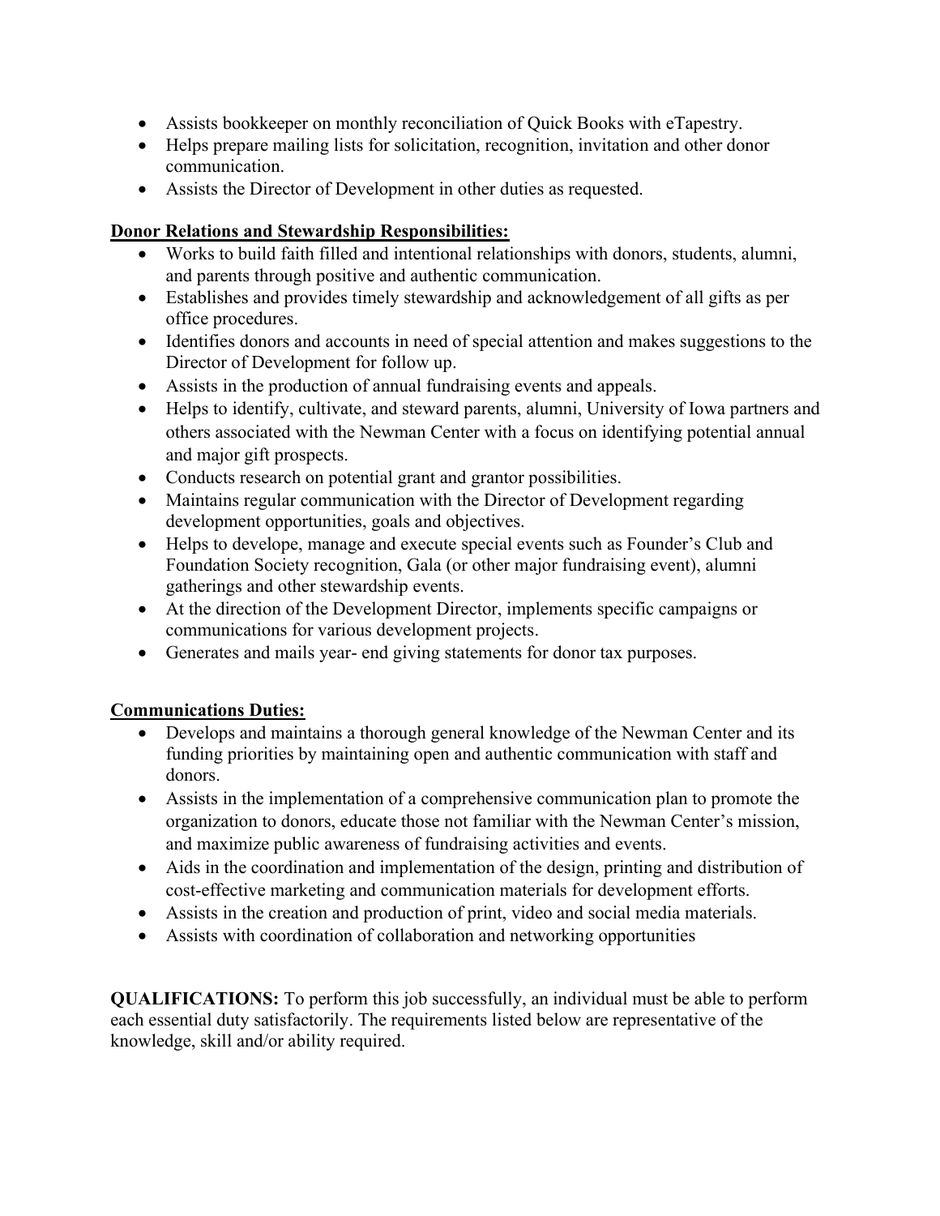- Assists bookkeeper on monthly reconciliation of Quick Books with eTapestry.
- Helps prepare mailing lists for solicitation, recognition, invitation and other donor communication.
- Assists the Director of Development in other duties as requested.

**Donor Relations and Stewardship Responsibilities:**

- Works to build faith filled and intentional relationships with donors, students, alumni, and parents through positive and authentic communication.
- Establishes and provides timely stewardship and acknowledgement of all gifts as per office procedures.
- Identifies donors and accounts in need of special attention and makes suggestions to the Director of Development for follow up.
- Assists in the production of annual fundraising events and appeals.
- Helps to identify, cultivate, and steward parents, alumni, University of Iowa partners and others associated with the Newman Center with a focus on identifying potential annual and major gift prospects.
- Conducts research on potential grant and grantor possibilities.
- Maintains regular communication with the Director of Development regarding development opportunities, goals and objectives.
- Helps to develope, manage and execute special events such as Founder's Club and Foundation Society recognition, Gala (or other major fundraising event), alumni gatherings and other stewardship events.
- At the direction of the Development Director, implements specific campaigns or communications for various development projects.
- Generates and mails year- end giving statements for donor tax purposes.

**Communications Duties:**

- Develops and maintains a thorough general knowledge of the Newman Center and its funding priorities by maintaining open and authentic communication with staff and donors.
- Assists in the implementation of a comprehensive communication plan to promote the organization to donors, educate those not familiar with the Newman Center's mission, and maximize public awareness of fundraising activities and events.
- Aids in the coordination and implementation of the design, printing and distribution of cost-effective marketing and communication materials for development efforts.
- Assists in the creation and production of print, video and social media materials.
- Assists with coordination of collaboration and networking opportunities

**QUALIFICATIONS:** To perform this job successfully, an individual must be able to perform each essential duty satisfactorily. The requirements listed below are representative of the knowledge, skill and/or ability required.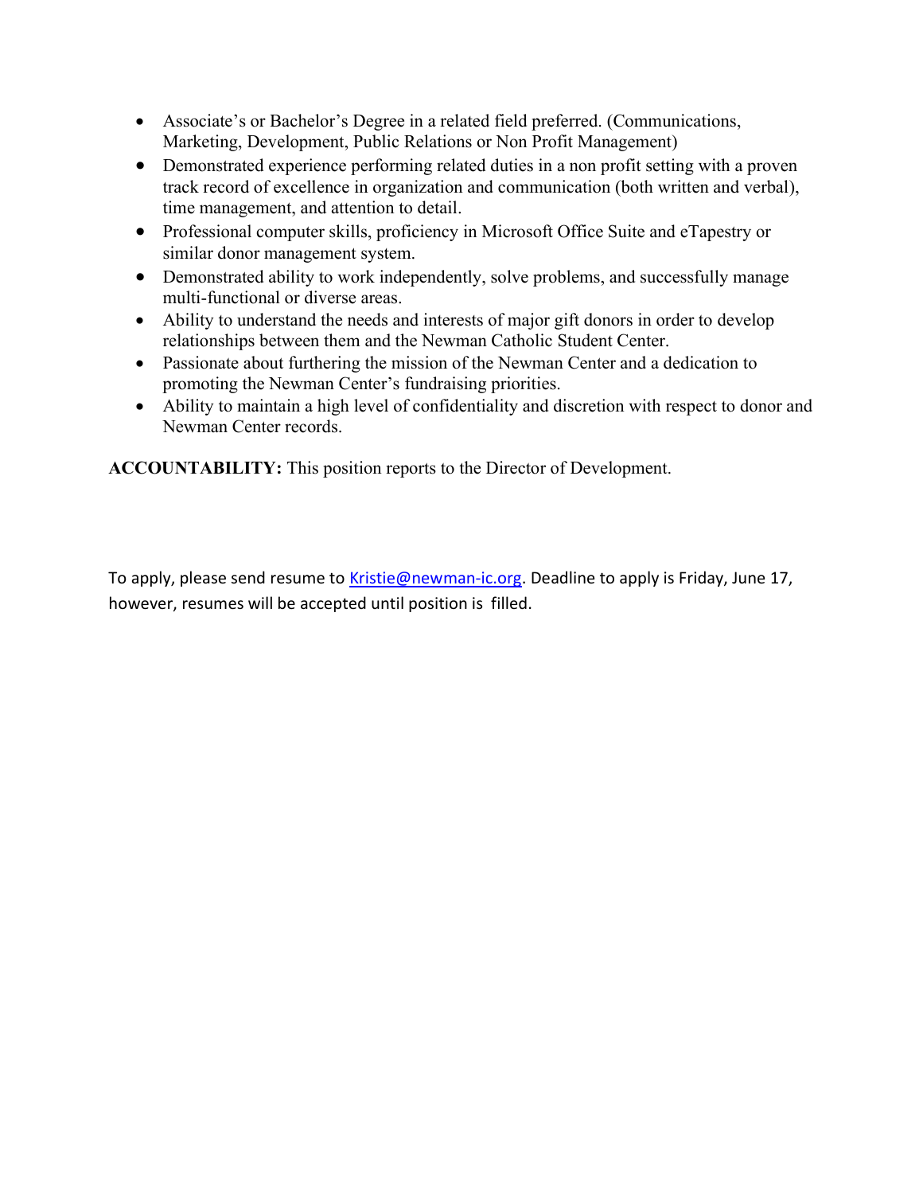- Associate's or Bachelor's Degree in a related field preferred. (Communications, Marketing, Development, Public Relations or Non Profit Management)
- Demonstrated experience performing related duties in a non profit setting with a proven track record of excellence in organization and communication (both written and verbal), time management, and attention to detail.
- Professional computer skills, proficiency in Microsoft Office Suite and eTapestry or similar donor management system.
- Demonstrated ability to work independently, solve problems, and successfully manage multi-functional or diverse areas.
- Ability to understand the needs and interests of major gift donors in order to develop relationships between them and the Newman Catholic Student Center.
- Passionate about furthering the mission of the Newman Center and a dedication to promoting the Newman Center's fundraising priorities.
- Ability to maintain a high level of confidentiality and discretion with respect to donor and Newman Center records.

**ACCOUNTABILITY:** This position reports to the Director of Development.

To apply, please send resume to [Kristie@newman-ic.org](mailto:Kristie@newman-ic.org). Deadline to apply is Friday, June 17, however, resumes will be accepted until position is filled.